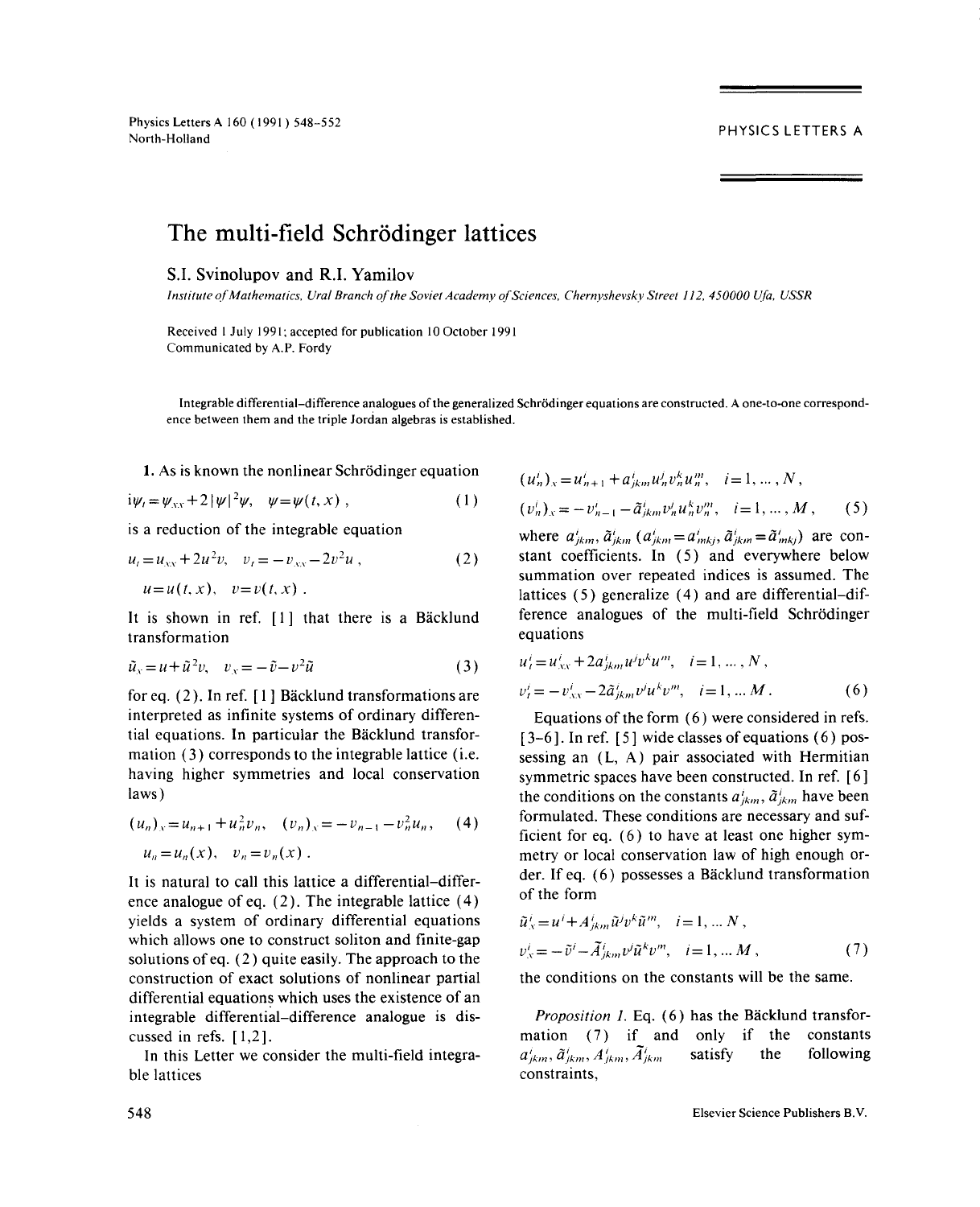# The multi-field Schrödinger lattices

S.I. Svinolupov and R.I. Yamilov

*Institute of Mathematics, Ural Branch of the Soviet Academy of Sciences, Chernyshevsky Street 112, 450000 Ufa, USSR*

Received 1 July 1991; accepted for publication 10 October 1991
Communicated by A.P. Fordy

Integrable differential–difference analogues of the generalized Schrödinger equations are constructed. A one-to-one correspondence between them and the triple Jordan algebras is established.

**1.** As is known the nonlinear Schrödinger equation

$$i\psi_t = \psi_{xx} + 2|\psi|^2\psi, \quad \psi = \psi(t, x), \tag{1}$$

is a reduction of the integrable equation

$$u_t = u_{xx} + 2u^2 v, \quad v_t = -v_{xx} - 2v^2 u, \tag{2}$$

$$u = u(t, x), \quad v = v(t, x).$$

It is shown in ref. [1] that there is a Bäcklund transformation

$$\tilde{u}_x = u + \tilde{u}^2 v, \quad v_x = -\tilde{v} - v^2 \tilde{u} \tag{3}$$

for eq. (2). In ref. [1] Bäcklund transformations are interpreted as infinite systems of ordinary differential equations. In particular the Bäcklund transformation (3) corresponds to the integrable lattice (i.e. having higher symmetries and local conservation laws)

$$(u_n)_x = u_{n+1} + u_n^2 v_n, \quad (v_n)_x = -v_{n-1} - v_n^2 u_n, \tag{4}$$

$$u_n = u_n(x), \quad v_n = v_n(x).$$

It is natural to call this lattice a differential–difference analogue of eq. (2). The integrable lattice (4) yields a system of ordinary differential equations which allows one to construct soliton and finite-gap solutions of eq. (2) quite easily. The approach to the construction of exact solutions of nonlinear partial differential equations which uses the existence of an integrable differential–difference analogue is discussed in refs. [1,2].

In this Letter we consider the multi-field integrable lattices

$$(u_n^i)_x = u_{n+1}^i + a_{jkm}^i u_n^j v_n^k u_n^m, \quad i = 1, \dots, N,$$

$$(v_n^i)_x = -v_{n-1}^i - \tilde{a}_{jkm}^i v_n^j u_n^k v_n^m, \quad i = 1, \dots, M, \tag{5}$$

where $a_{jkm}^i$, $\tilde{a}_{jkm}^i$ ($a_{jkm}^i = a_{mkj}^i$, $\tilde{a}_{jkm}^i = \tilde{a}_{mkj}^i$) are constant coefficients. In (5) and everywhere below summation over repeated indices is assumed. The lattices (5) generalize (4) and are differential–difference analogues of the multi-field Schrödinger equations

$$u_t^i = u_{xx}^i + 2a_{jkm}^i u^j v^k u^m, \quad i = 1, \dots, N,$$

$$v_t^i = -v_{xx}^i - 2\tilde{a}_{jkm}^i v^j u^k v^m, \quad i = 1, \dots M. \tag{6}$$

Equations of the form (6) were considered in refs. [3–6]. In ref. [5] wide classes of equations (6) possessing an (L, A) pair associated with Hermitian symmetric spaces have been constructed. In ref. [6] the conditions on the constants $a_{jkm}^i$, $\tilde{a}_{jkm}^i$ have been formulated. These conditions are necessary and sufficient for eq. (6) to have at least one higher symmetry or local conservation law of high enough order. If eq. (6) possesses a Bäcklund transformation of the form

$$\tilde{u}_x^i = u^i + A_{jkm}^i \tilde{u}^j v^k \tilde{u}^m, \quad i = 1, \dots N,$$

$$v_x^i = -\tilde{v}^i - \tilde{A}_{jkm}^i v^j \tilde{u}^k v^m, \quad i = 1, \dots M, \tag{7}$$

the conditions on the constants will be the same.

*Proposition 1.* Eq. (6) has the Bäcklund transformation (7) if and only if the constants $a_{jkm}^i$, $\tilde{a}_{jkm}^i$, $A_{jkm}^i$, $\tilde{A}_{jkm}^i$ satisfy the following constraints,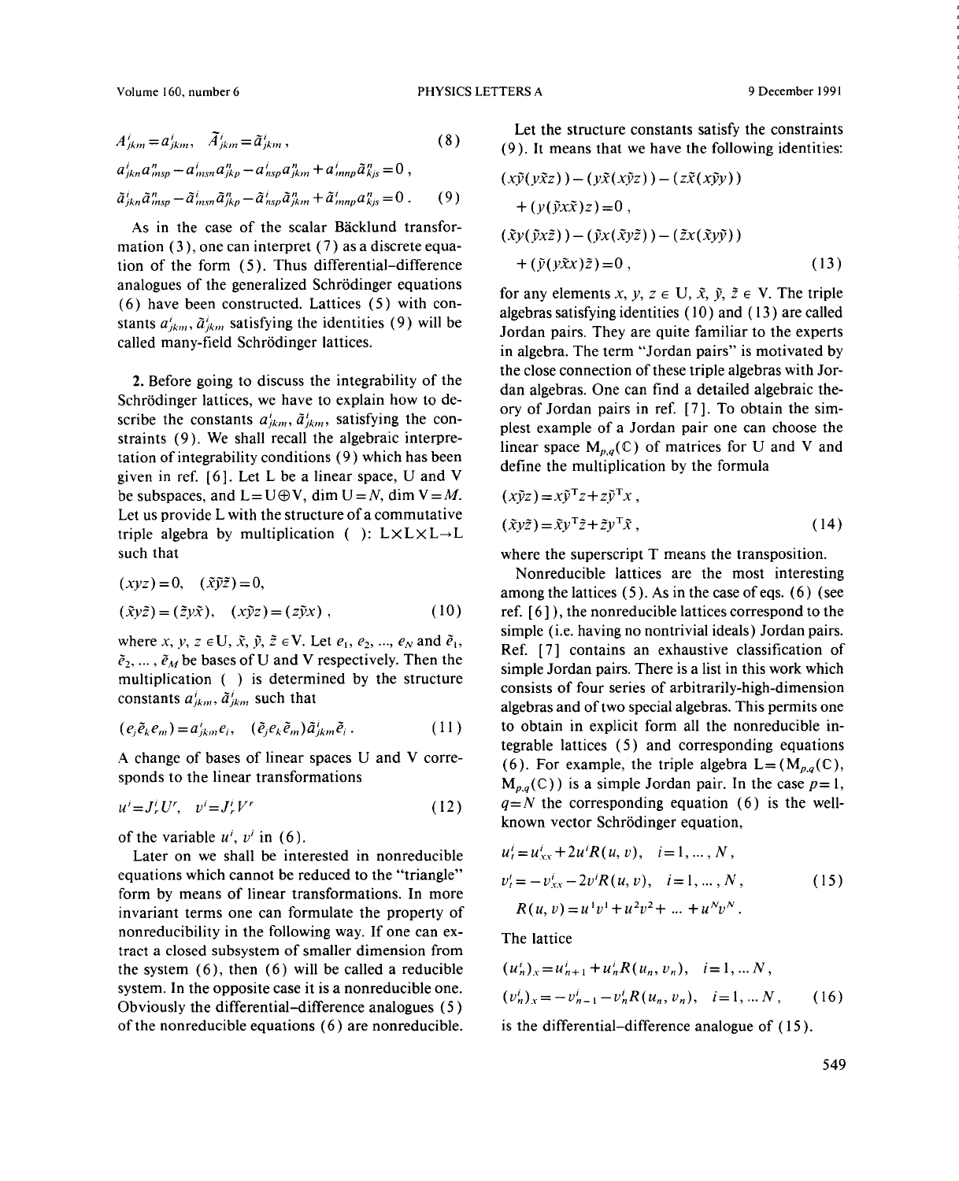$$A^i_{jkm} = a^i_{jkm}, \quad \tilde{A}^i_{jkm} = \tilde{a}^i_{jkm}, \tag{8}$$

$$a^i_{jkn}a^n_{msp} - a^i_{msn}a^n_{jkp} - a^i_{nsp}a^n_{jkm} + a^i_{mnp}\tilde{a}^n_{kjs} = 0,$$

$$\tilde{a}^i_{jkn}\tilde{a}^n_{msp} - \tilde{a}^i_{msn}\tilde{a}^n_{jkp} - \tilde{a}^i_{nsp}\tilde{a}^n_{jkm} + \tilde{a}^i_{mnp}a^n_{kjs} = 0. \tag{9}$$

As in the case of the scalar Bäcklund transformation (3), one can interpret (7) as a discrete equation of the form (5). Thus differential–difference analogues of the generalized Schrödinger equations (6) have been constructed. Lattices (5) with constants $a^i_{jkm}$, $\tilde{a}^i_{jkm}$ satisfying the identities (9) will be called many-field Schrödinger lattices.

**2.** Before going to discuss the integrability of the Schrödinger lattices, we have to explain how to describe the constants $a^i_{jkm}$, $\tilde{a}^i_{jkm}$, satisfying the constraints (9). We shall recall the algebraic interpretation of integrability conditions (9) which has been given in ref. [6]. Let L be a linear space, U and V be subspaces, and $\mathrm{L} = \mathrm{U} \oplus \mathrm{V}$, $\dim \mathrm{U} = N$, $\dim \mathrm{V} = M$. Let us provide L with the structure of a commutative triple algebra by multiplication ( ): $\mathrm{L} \times \mathrm{L} \times \mathrm{L} \to \mathrm{L}$ such that

$$(xyz) = 0, \quad (\tilde{x}\tilde{y}\tilde{z}) = 0,$$

$$(\tilde{x}y\tilde{z}) = (\tilde{z}y\tilde{x}), \quad (x\tilde{y}z) = (z\tilde{y}x), \tag{10}$$

where $x, y, z \in \mathrm{U}$, $\tilde{x}, \tilde{y}, \tilde{z} \in \mathrm{V}$. Let $e_1, e_2, \ldots, e_N$ and $\tilde{e}_1, \tilde{e}_2, \ldots, \tilde{e}_M$ be bases of U and V respectively. Then the multiplication ( ) is determined by the structure constants $a^i_{jkm}$, $\tilde{a}^i_{jkm}$ such that

$$(e_j\tilde{e}_k e_m) = a^i_{jkm}e_i, \quad (\tilde{e}_j e_k \tilde{e}_m)\tilde{a}^i_{jkm}\tilde{e}_i. \tag{11}$$

A change of bases of linear spaces U and V corresponds to the linear transformations

$$u^i = J^i_r U^r, \quad v^i = J^i_r V^r \tag{12}$$

of the variable $u^i$, $v^i$ in (6).

Later on we shall be interested in nonreducible equations which cannot be reduced to the "triangle" form by means of linear transformations. In more invariant terms one can formulate the property of nonreducibility in the following way. If one can extract a closed subsystem of smaller dimension from the system (6), then (6) will be called a reducible system. In the opposite case it is a nonreducible one. Obviously the differential–difference analogues (5) of the nonreducible equations (6) are nonreducible.

Let the structure constants satisfy the constraints (9). It means that we have the following identities:

$$(x\tilde{y}(y\tilde{x}z)) - (y\tilde{x}(x\tilde{y}z)) - (z\tilde{x}(x\tilde{y}y)) + (y(\tilde{y}x\tilde{x})z) = 0,$$

$$(\tilde{x}y(\tilde{y}x\tilde{z})) - (\tilde{y}x(\tilde{x}y\tilde{z})) - (\tilde{z}x(\tilde{x}y\tilde{y})) + (\tilde{y}(y\tilde{x}x)\tilde{z}) = 0, \tag{13}$$

for any elements $x, y, z \in \mathrm{U}$, $\tilde{x}, \tilde{y}, \tilde{z} \in \mathrm{V}$. The triple algebras satisfying identities (10) and (13) are called Jordan pairs. They are quite familiar to the experts in algebra. The term "Jordan pairs" is motivated by the close connection of these triple algebras with Jordan algebras. One can find a detailed algebraic theory of Jordan pairs in ref. [7]. To obtain the simplest example of a Jordan pair one can choose the linear space $\mathrm{M}_{p,q}(\mathbb{C})$ of matrices for U and V and define the multiplication by the formula

$$(x\tilde{y}z) = x\tilde{y}^{\mathrm{T}}z + z\tilde{y}^{\mathrm{T}}x,$$

$$(\tilde{x}y\tilde{z}) = \tilde{x}y^{\mathrm{T}}\tilde{z} + \tilde{z}y^{\mathrm{T}}\tilde{x}, \tag{14}$$

where the superscript T means the transposition.

Nonreducible lattices are the most interesting among the lattices (5). As in the case of eqs. (6) (see ref. [6]), the nonreducible lattices correspond to the simple (i.e. having no nontrivial ideals) Jordan pairs. Ref. [7] contains an exhaustive classification of simple Jordan pairs. There is a list in this work which consists of four series of arbitrarily-high-dimension algebras and of two special algebras. This permits one to obtain in explicit form all the nonreducible integrable lattices (5) and corresponding equations (6). For example, the triple algebra $\mathrm{L} = (\mathrm{M}_{p,q}(\mathbb{C}), \mathrm{M}_{p,q}(\mathbb{C}))$ is a simple Jordan pair. In the case $p=1$, $q=N$ the corresponding equation (6) is the well-known vector Schrödinger equation,

$$u^i_t = u^i_{xx} + 2u^i R(u,v), \quad i = 1, \ldots, N,$$

$$v^i_t = -v^i_{xx} - 2v^i R(u,v), \quad i = 1, \ldots, N, \tag{15}$$

$$R(u,v) = u^1v^1 + u^2v^2 + \ldots + u^Nv^N.$$

The lattice

$$(u^i_n)_x = u^i_{n+1} + u^i_n R(u_n, v_n), \quad i = 1, \ldots N,$$

$$(v^i_n)_x = -v^i_{n-1} - v^i_n R(u_n, v_n), \quad i = 1, \ldots N, \tag{16}$$

is the differential–difference analogue of (15).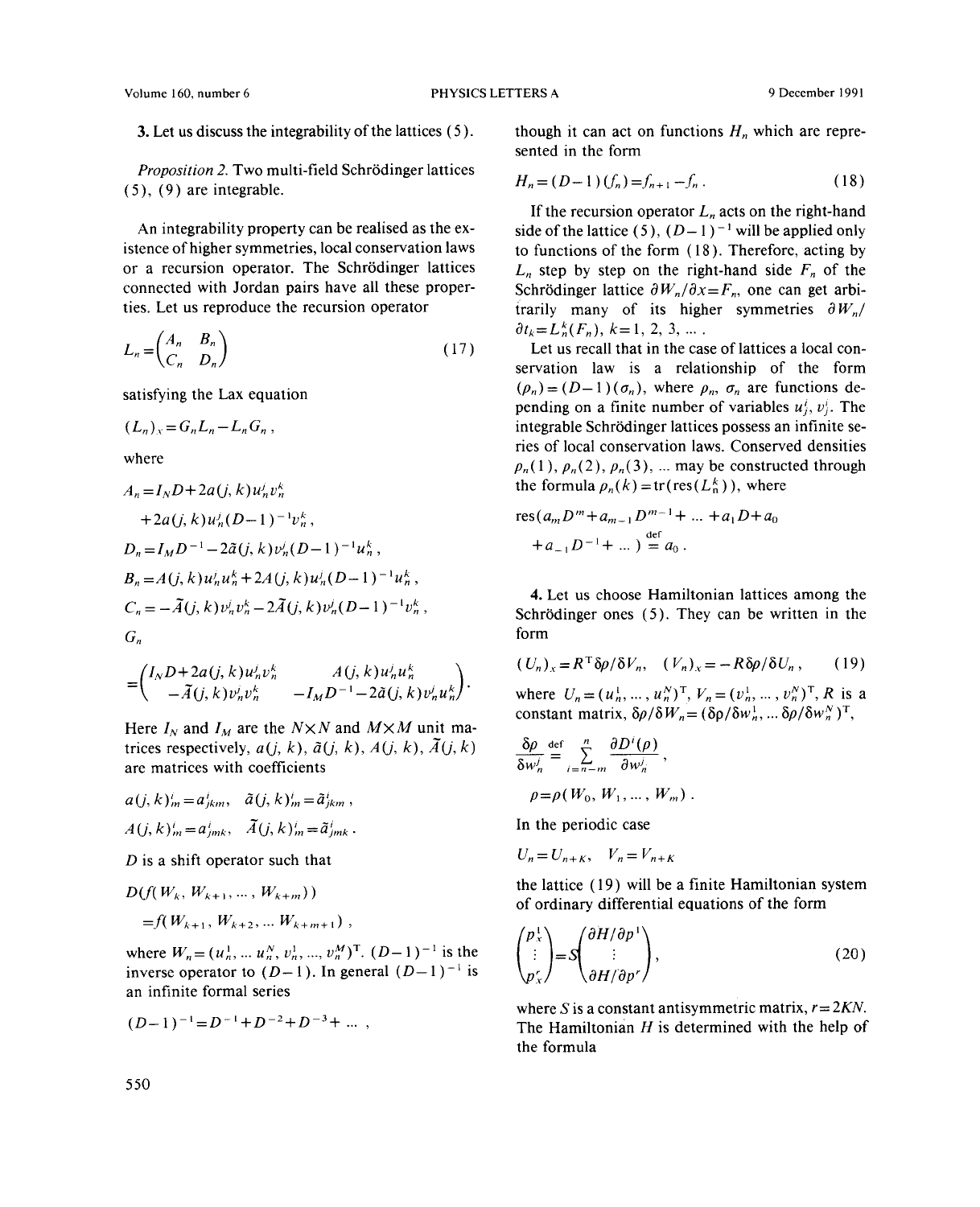**3.** Let us discuss the integrability of the lattices (5).

*Proposition 2.* Two multi-field Schrödinger lattices (5), (9) are integrable.

An integrability property can be realised as the existence of higher symmetries, local conservation laws or a recursion operator. The Schrödinger lattices connected with Jordan pairs have all these properties. Let us reproduce the recursion operator

$$L_n = \begin{pmatrix} A_n & B_n \\ C_n & D_n \end{pmatrix} \tag{17}$$

satisfying the Lax equation

$$(L_n)_x = G_n L_n - L_n G_n ,$$

where

$$A_n = I_N D + 2a(j,k) u_n^j v_n^k + 2a(j,k) u_n^j (D-1)^{-1} v_n^k ,$$

$$D_n = I_M D^{-1} - 2\tilde{a}(j,k) v_n^j (D-1)^{-1} u_n^k ,$$

$$B_n = A(j,k) u_n^j u_n^k + 2A(j,k) u_n^j (D-1)^{-1} u_n^k ,$$

$$C_n = -\tilde{A}(j,k) v_n^j v_n^k - 2\tilde{A}(j,k) v_n^j (D-1)^{-1} v_n^k ,$$

$$G_n = \begin{pmatrix} I_N D + 2a(j,k) u_n^j v_n^k & A(j,k) u_n^j u_n^k \\ -\tilde{A}(j,k) v_n^j v_n^k & -I_M D^{-1} - 2\tilde{a}(j,k) v_n^j u_n^k \end{pmatrix} .$$

Here $I_N$ and $I_M$ are the $N \times N$ and $M \times M$ unit matrices respectively, $a(j,k)$, $\tilde{a}(j,k)$, $A(j,k)$, $\tilde{A}(j,k)$ are matrices with coefficients

$$a(j,k)^i_m = a^i_{jkm}, \quad \tilde{a}(j,k)^i_m = \tilde{a}^i_{jkm} ,$$

$$A(j,k)^i_m = a^i_{jmk}, \quad \tilde{A}(j,k)^i_m = \tilde{a}^i_{jmk} .$$

$D$ is a shift operator such that

$$D(f(W_k, W_{k+1}, \ldots, W_{k+m})) = f(W_{k+1}, W_{k+2}, \ldots W_{k+m+1}) ,$$

where $W_n = (u_n^1, \ldots u_n^N, v_n^1, \ldots, v_n^M)^{\mathrm{T}}$. $(D-1)^{-1}$ is the inverse operator to $(D-1)$. In general $(D-1)^{-1}$ is an infinite formal series

$$(D-1)^{-1} = D^{-1} + D^{-2} + D^{-3} + \ldots ,$$

though it can act on functions $H_n$ which are represented in the form

$$H_n = (D-1)(f_n) = f_{n+1} - f_n . \tag{18}$$

If the recursion operator $L_n$ acts on the right-hand side of the lattice (5), $(D-1)^{-1}$ will be applied only to functions of the form (18). Therefore, acting by $L_n$ step by step on the right-hand side $F_n$ of the Schrödinger lattice $\partial W_n / \partial x = F_n$, one can get arbitrarily many of its higher symmetries $\partial W_n / \partial t_k = L_n^k (F_n)$, $k = 1, 2, 3, \ldots$ .

Let us recall that in the case of lattices a local conservation law is a relationship of the form $(\rho_n) = (D-1)(\sigma_n)$, where $\rho_n$, $\sigma_n$ are functions depending on a finite number of variables $u_j^i$, $v_j^i$. The integrable Schrödinger lattices possess an infinite series of local conservation laws. Conserved densities $\rho_n(1)$, $\rho_n(2)$, $\rho_n(3)$, ... may be constructed through the formula $\rho_n(k) = \mathrm{tr}(\mathrm{res}(L_n^k))$, where

$$\mathrm{res}(a_m D^m + a_{m-1} D^{m-1} + \ldots + a_1 D + a_0 + a_{-1} D^{-1} + \ldots) \stackrel{\mathrm{def}}{=} a_0 .$$

**4.** Let us choose Hamiltonian lattices among the Schrödinger ones (5). They can be written in the form

$$(U_n)_x = R^{\mathrm{T}} \delta\rho / \delta V_n , \quad (V_n)_x = -R \delta\rho / \delta U_n , \tag{19}$$

where $U_n = (u_n^1, \ldots, u_n^N)^{\mathrm{T}}$, $V_n = (v_n^1, \ldots, v_n^N)^{\mathrm{T}}$, $R$ is a constant matrix, $\delta\rho / \delta W_n = (\delta\rho / \delta w_n^1, \ldots \delta\rho / \delta w_n^N)^{\mathrm{T}}$,

$$\frac{\delta\rho}{\delta w_n^j} \stackrel{\mathrm{def}}{=} \sum_{i=n-m}^{n} \frac{\partial D^i(\rho)}{\partial w_n^j} ,$$

$$\rho = \rho(W_0, W_1, \ldots, W_m) .$$

In the periodic case

$$U_n = U_{n+K}, \quad V_n = V_{n+K}$$

the lattice (19) will be a finite Hamiltonian system of ordinary differential equations of the form

$$\begin{pmatrix} p_x^1 \\ \vdots \\ p_x^r \end{pmatrix} = S \begin{pmatrix} \partial H / \partial p^1 \\ \vdots \\ \partial H / \partial p^r \end{pmatrix} , \tag{20}$$

where $S$ is a constant antisymmetric matrix, $r = 2KN$. The Hamiltonian $H$ is determined with the help of the formula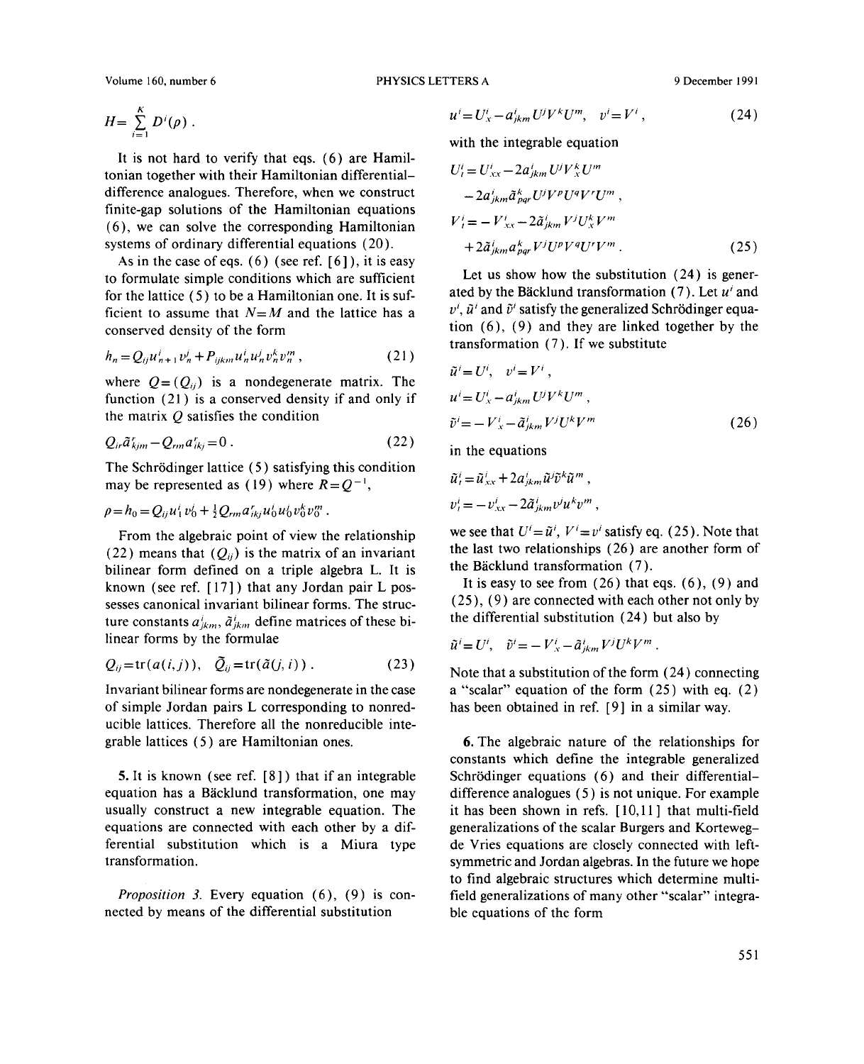$$H=\sum_{i=1}^{K} D^i(\rho)\ .$$

It is not hard to verify that eqs. (6) are Hamiltonian together with their Hamiltonian differential–difference analogues. Therefore, when we construct finite-gap solutions of the Hamiltonian equations (6), we can solve the corresponding Hamiltonian systems of ordinary differential equations (20).

As in the case of eqs. (6) (see ref. [6]), it is easy to formulate simple conditions which are sufficient for the lattice (5) to be a Hamiltonian one. It is sufficient to assume that $N=M$ and the lattice has a conserved density of the form

$$h_n=Q_{ij}u^i_{n+1}v^j_n+P_{ijkm}u^i_n u^j_n v^k_n v^m_n\ , \tag{21}$$

where $Q=(Q_{ij})$ is a nondegenerate matrix. The function (21) is a conserved density if and only if the matrix $Q$ satisfies the condition

$$Q_{ir}\tilde{a}^r_{kjm}-Q_{rm}a^r_{ikj}=0\ . \tag{22}$$

The Schrödinger lattice (5) satisfying this condition may be represented as (19) where $R=Q^{-1}$,

$$\rho=h_0=Q_{ij}u^i_1 v^j_0+\tfrac{1}{2}Q_{rm}a^r_{ikj}u^i_0 u^j_0 v^k_0 v^m_0\ .$$

From the algebraic point of view the relationship (22) means that $(Q_{ij})$ is the matrix of an invariant bilinear form defined on a triple algebra L. It is known (see ref. [17]) that any Jordan pair L possesses canonical invariant bilinear forms. The structure constants $a^i_{jkm}$, $\tilde{a}^i_{jkm}$ define matrices of these bilinear forms by the formulae

$$Q_{ij}=\mathrm{tr}(a(i,j)),\quad \tilde{Q}_{ij}=\mathrm{tr}(\tilde{a}(j,i))\ . \tag{23}$$

Invariant bilinear forms are nondegenerate in the case of simple Jordan pairs L corresponding to nonreducible lattices. Therefore all the nonreducible integrable lattices (5) are Hamiltonian ones.

**5.** It is known (see ref. [8]) that if an integrable equation has a Bäcklund transformation, one may usually construct a new integrable equation. The equations are connected with each other by a differential substitution which is a Miura type transformation.

*Proposition 3.* Every equation (6), (9) is connected by means of the differential substitution

$$u^i=U^i_x-a^i_{jkm}U^jV^kU^m,\quad v^i=V^i\ , \tag{24}$$

with the integrable equation

$$\begin{aligned}U^i_t&=U^i_{xx}-2a^i_{jkm}U^jV^k_xU^m\\&\quad-2a^i_{jkm}\tilde{a}^k_{pqr}U^jV^pU^qV^rU^m\ ,\\V^i_t&=-V^i_{xx}-2\tilde{a}^i_{jkm}V^jU^k_xV^m\\&\quad+2\tilde{a}^i_{jkm}a^k_{pqr}V^jU^pV^qU^rV^m\ .\end{aligned} \tag{25}$$

Let us show how the substitution (24) is generated by the Bäcklund transformation (7). Let $u^i$ and $v^i$, $\tilde{u}^i$ and $\tilde{v}^i$ satisfy the generalized Schrödinger equation (6), (9) and they are linked together by the transformation (7). If we substitute

$$\begin{aligned}&\tilde{u}^i=U^i,\quad v^i=V^i\ ,\\&u^i=U^i_x-a^i_{jkm}U^jV^kU^m\ ,\\&\tilde{v}^i=-V^i_x-\tilde{a}^i_{jkm}V^jU^kV^m\end{aligned} \tag{26}$$

in the equations

$$\begin{aligned}&\tilde{u}^i_t=\tilde{u}^i_{xx}+2a^i_{jkm}\tilde{u}^j\tilde{v}^k\tilde{u}^m\ ,\\&v^i_t=-v^i_{xx}-2\tilde{a}^i_{jkm}v^ju^kv^m\ ,\end{aligned}$$

we see that $U^i=\tilde{u}^i$, $V^i=v^i$ satisfy eq. (25). Note that the last two relationships (26) are another form of the Bäcklund transformation (7).

It is easy to see from (26) that eqs. (6), (9) and (25), (9) are connected with each other not only by the differential substitution (24) but also by

$$\tilde{u}^i=U^i,\quad \tilde{v}^i=-V^i_x-\tilde{a}^i_{jkm}V^jU^kV^m\ .$$

Note that a substitution of the form (24) connecting a "scalar" equation of the form (25) with eq. (2) has been obtained in ref. [9] in a similar way.

**6.** The algebraic nature of the relationships for constants which define the integrable generalized Schrödinger equations (6) and their differential–difference analogues (5) is not unique. For example it has been shown in refs. [10,11] that multi-field generalizations of the scalar Burgers and Korteweg–de Vries equations are closely connected with left-symmetric and Jordan algebras. In the future we hope to find algebraic structures which determine multi-field generalizations of many other "scalar" integrable equations of the form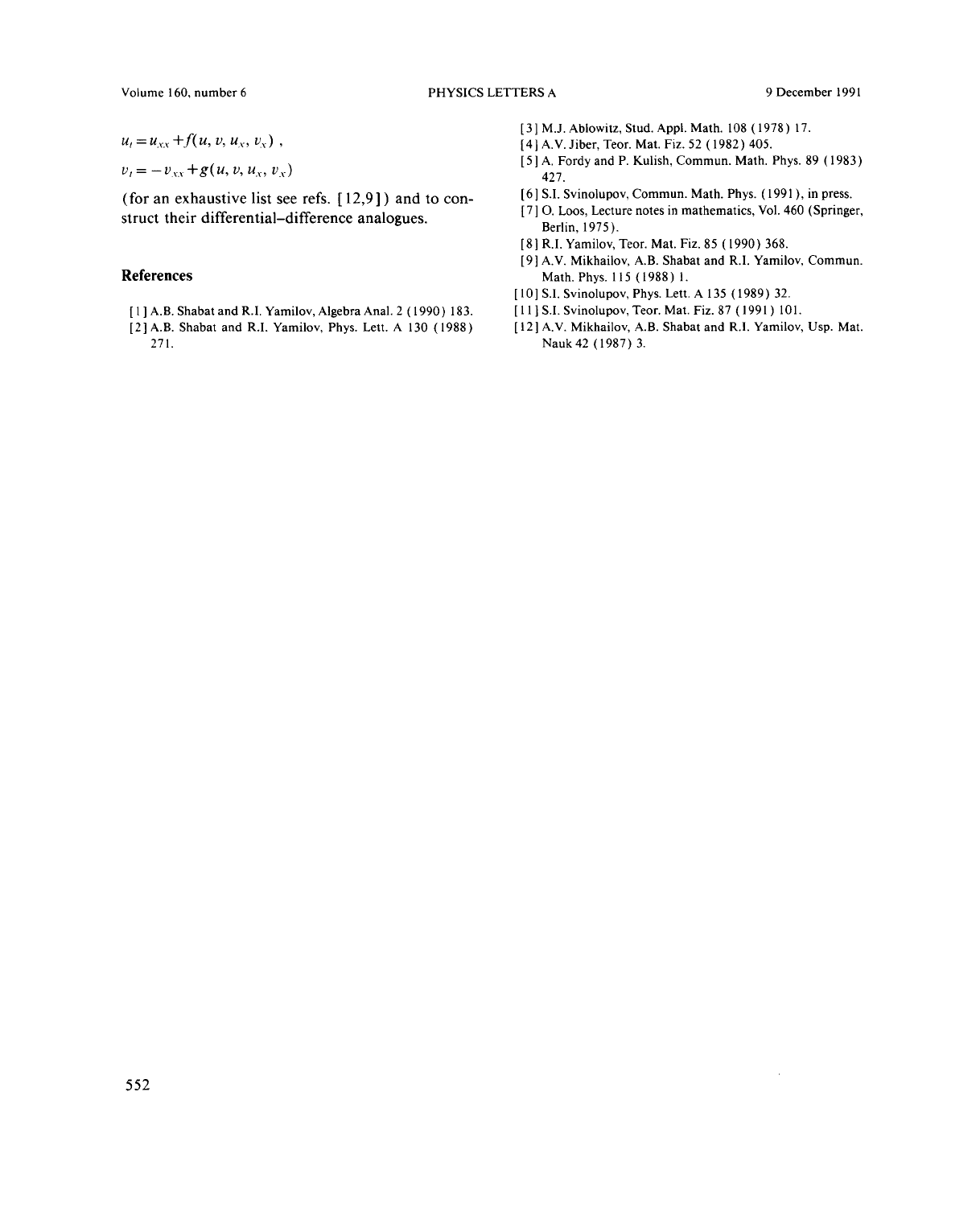$$u_t = u_{xx} + f(u, v, u_x, v_x)\ ,$$

$$v_t = -v_{xx} + g(u, v, u_x, v_x)$$

(for an exhaustive list see refs. [12,9]) and to construct their differential–difference analogues.

## References

[1] A.B. Shabat and R.I. Yamilov, Algebra Anal. 2 (1990) 183.

[2] A.B. Shabat and R.I. Yamilov, Phys. Lett. A 130 (1988) 271.

[3] M.J. Ablowitz, Stud. Appl. Math. 108 (1978) 17.

[4] A.V. Jiber, Teor. Mat. Fiz. 52 (1982) 405.

[5] A. Fordy and P. Kulish, Commun. Math. Phys. 89 (1983) 427.

[6] S.I. Svinolupov, Commun. Math. Phys. (1991), in press.

[7] O. Loos, Lecture notes in mathematics, Vol. 460 (Springer, Berlin, 1975).

[8] R.I. Yamilov, Teor. Mat. Fiz. 85 (1990) 368.

[9] A.V. Mikhailov, A.B. Shabat and R.I. Yamilov, Commun. Math. Phys. 115 (1988) 1.

[10] S.I. Svinolupov, Phys. Lett. A 135 (1989) 32.

[11] S.I. Svinolupov, Teor. Mat. Fiz. 87 (1991) 101.

[12] A.V. Mikhailov, A.B. Shabat and R.I. Yamilov, Usp. Mat. Nauk 42 (1987) 3.